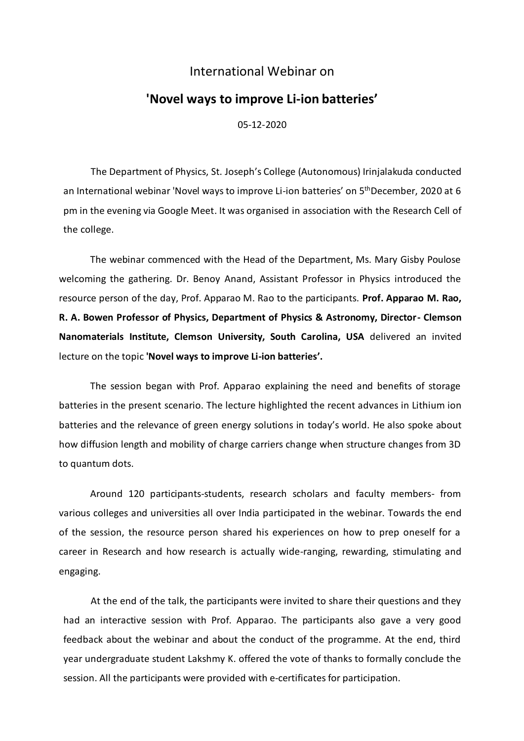# International Webinar on

## 'Novel ways to improve Li-ion batteries'

05-12-2020

The Department of Physics, St. Joseph's College (Autonomous) Irinjalakuda conducted an International webinar 'Novel ways to improve Li-ion batteries' on 5th December, 2020 at 6 pm in the evening via Google Meet. It was organised in association with the Research Cell of the college.

The webinar commenced with the Head of the Department, Ms. Mary Gisby Poulose welcoming the gathering. Dr. Benoy Anand, Assistant Professor in Physics introduced the resource person of the day, Prof. Apparao M. Rao to the participants. **Prof. Apparao M. Rao, R. A. Bowen Professor of Physics, Department of Physics & Astronomy, Director- Clemson Nanomaterials Institute, Clemson University, South Carolina, USA** delivered an invited lecture on the topic **'Novel ways to improve Li-ion batteries'.**

The session began with Prof. Apparao explaining the need and benefits of storage batteries in the present scenario. The lecture highlighted the recent advances in Lithium ion batteries and the relevance of green energy solutions in today's world. He also spoke about how diffusion length and mobility of charge carriers change when structure changes from 3D to quantum dots.

Around 120 participants-students, research scholars and faculty members- from various colleges and universities all over India participated in the webinar. Towards the end of the session, the resource person shared his experiences on how to prep oneself for a career in Research and how research is actually wide-ranging, rewarding, stimulating and engaging.

At the end of the talk, the participants were invited to share their questions and they had an interactive session with Prof. Apparao. The participants also gave a very good feedback about the webinar and about the conduct of the programme. At the end, third year undergraduate student Lakshmy K. offered the vote of thanks to formally conclude the session. All the participants were provided with e-certificates for participation.